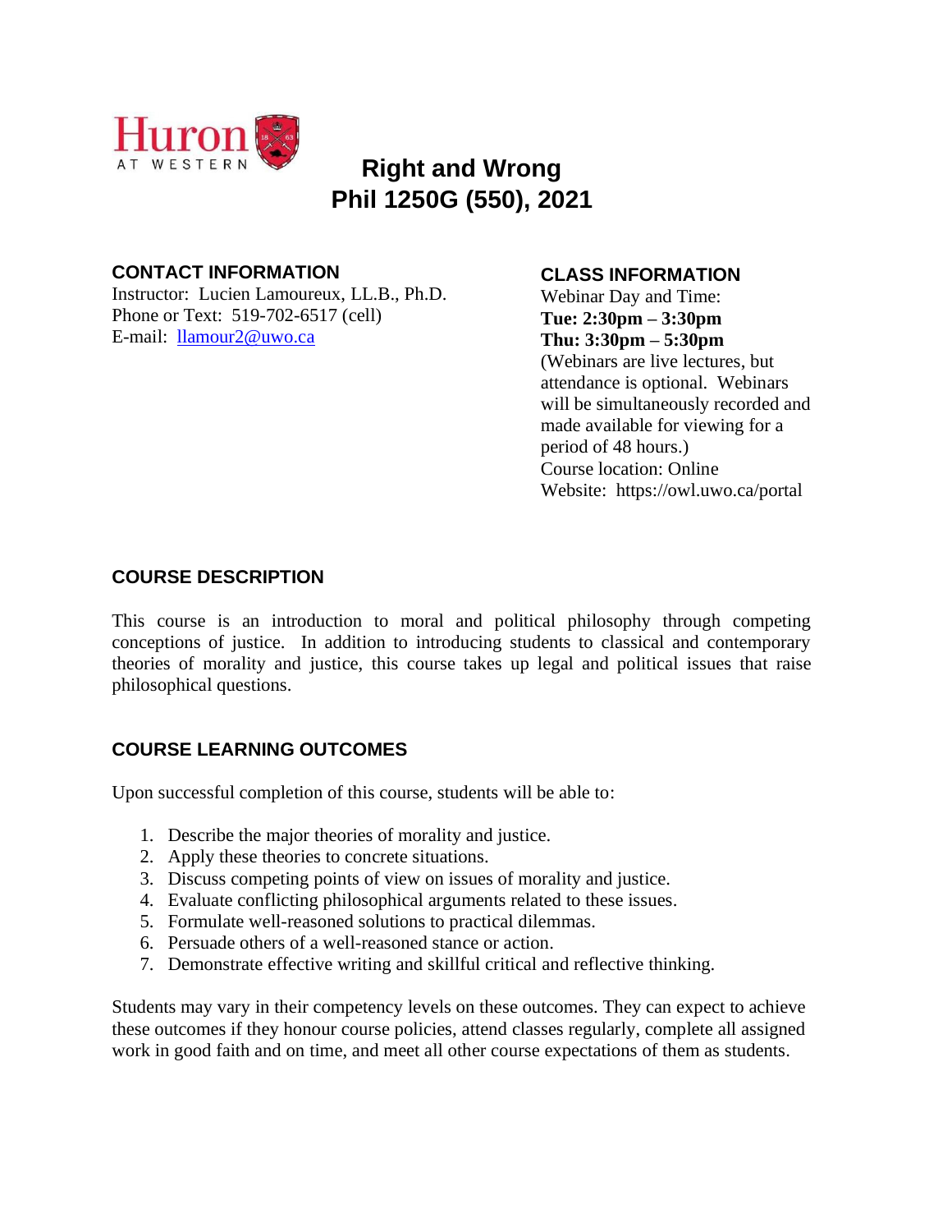# Right and Wrong
# Phil 1250G (550), 2021

## CONTACT INFORMATION

Instructor: Lucien Lamoureux, LL.B., Ph.D.
Phone or Text: 519-702-6517 (cell)
E-mail: llamour2@uwo.ca

## CLASS INFORMATION

Webinar Day and Time:
**Tue: 2:30pm – 3:30pm**
**Thu: 3:30pm – 5:30pm**
(Webinars are live lectures, but attendance is optional. Webinars will be simultaneously recorded and made available for viewing for a period of 48 hours.)
Course location: Online
Website: https://owl.uwo.ca/portal

## COURSE DESCRIPTION

This course is an introduction to moral and political philosophy through competing conceptions of justice. In addition to introducing students to classical and contemporary theories of morality and justice, this course takes up legal and political issues that raise philosophical questions.

## COURSE LEARNING OUTCOMES

Upon successful completion of this course, students will be able to:

1. Describe the major theories of morality and justice.
2. Apply these theories to concrete situations.
3. Discuss competing points of view on issues of morality and justice.
4. Evaluate conflicting philosophical arguments related to these issues.
5. Formulate well-reasoned solutions to practical dilemmas.
6. Persuade others of a well-reasoned stance or action.
7. Demonstrate effective writing and skillful critical and reflective thinking.

Students may vary in their competency levels on these outcomes. They can expect to achieve these outcomes if they honour course policies, attend classes regularly, complete all assigned work in good faith and on time, and meet all other course expectations of them as students.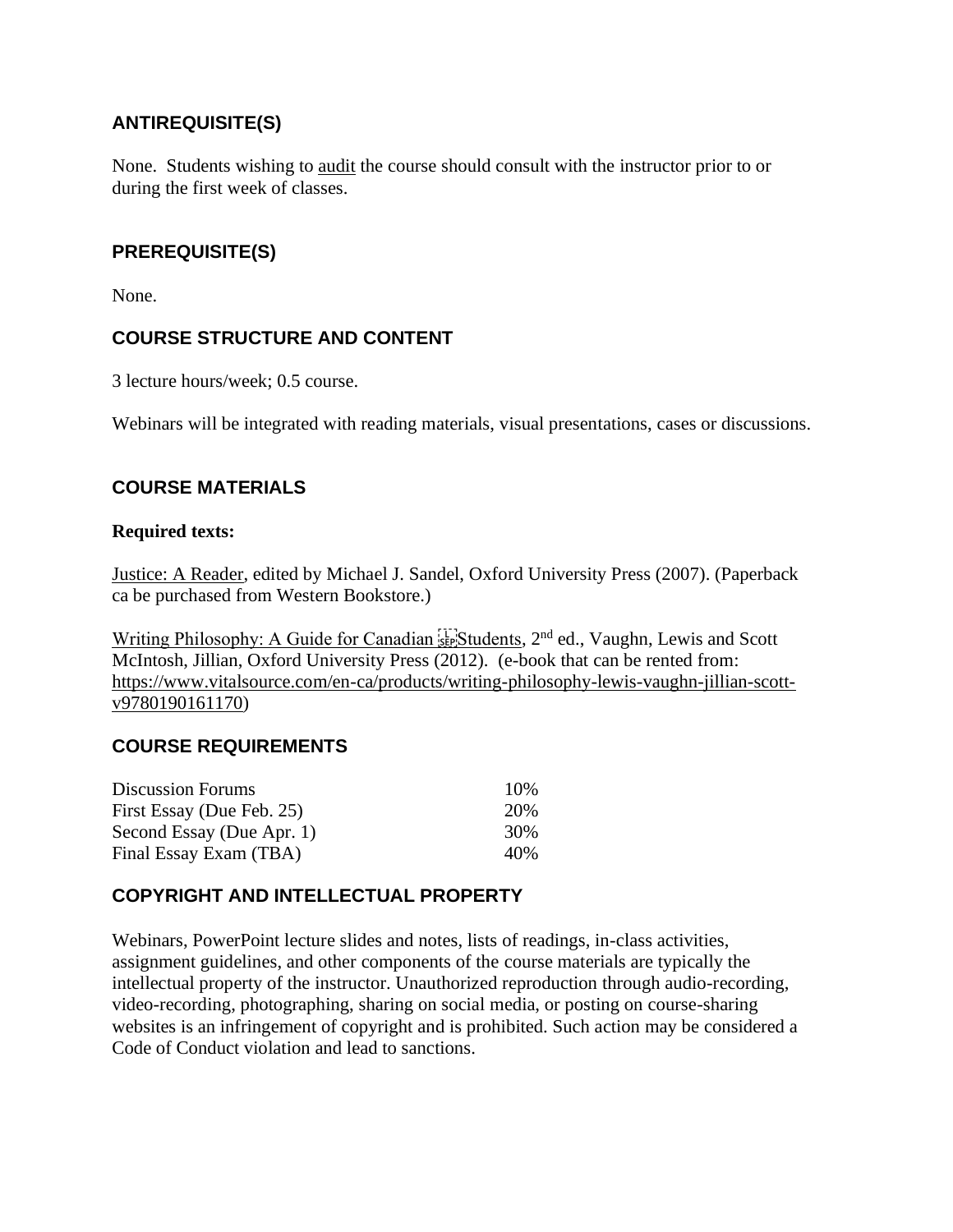## ANTIREQUISITE(S)

None. Students wishing to audit the course should consult with the instructor prior to or during the first week of classes.

## PREREQUISITE(S)

None.

## COURSE STRUCTURE AND CONTENT

3 lecture hours/week; 0.5 course.

Webinars will be integrated with reading materials, visual presentations, cases or discussions.

## COURSE MATERIALS

**Required texts:**

Justice: A Reader, edited by Michael J. Sandel, Oxford University Press (2007). (Paperback ca be purchased from Western Bookstore.)

Writing Philosophy: A Guide for Canadian Students, 2nd ed., Vaughn, Lewis and Scott McIntosh, Jillian, Oxford University Press (2012). (e-book that can be rented from: https://www.vitalsource.com/en-ca/products/writing-philosophy-lewis-vaughn-jillian-scott-v9780190161170)

## COURSE REQUIREMENTS

| | |
|---|---|
| Discussion Forums | 10% |
| First Essay (Due Feb. 25) | 20% |
| Second Essay (Due Apr. 1) | 30% |
| Final Essay Exam (TBA) | 40% |

## COPYRIGHT AND INTELLECTUAL PROPERTY

Webinars, PowerPoint lecture slides and notes, lists of readings, in-class activities, assignment guidelines, and other components of the course materials are typically the intellectual property of the instructor. Unauthorized reproduction through audio-recording, video-recording, photographing, sharing on social media, or posting on course-sharing websites is an infringement of copyright and is prohibited. Such action may be considered a Code of Conduct violation and lead to sanctions.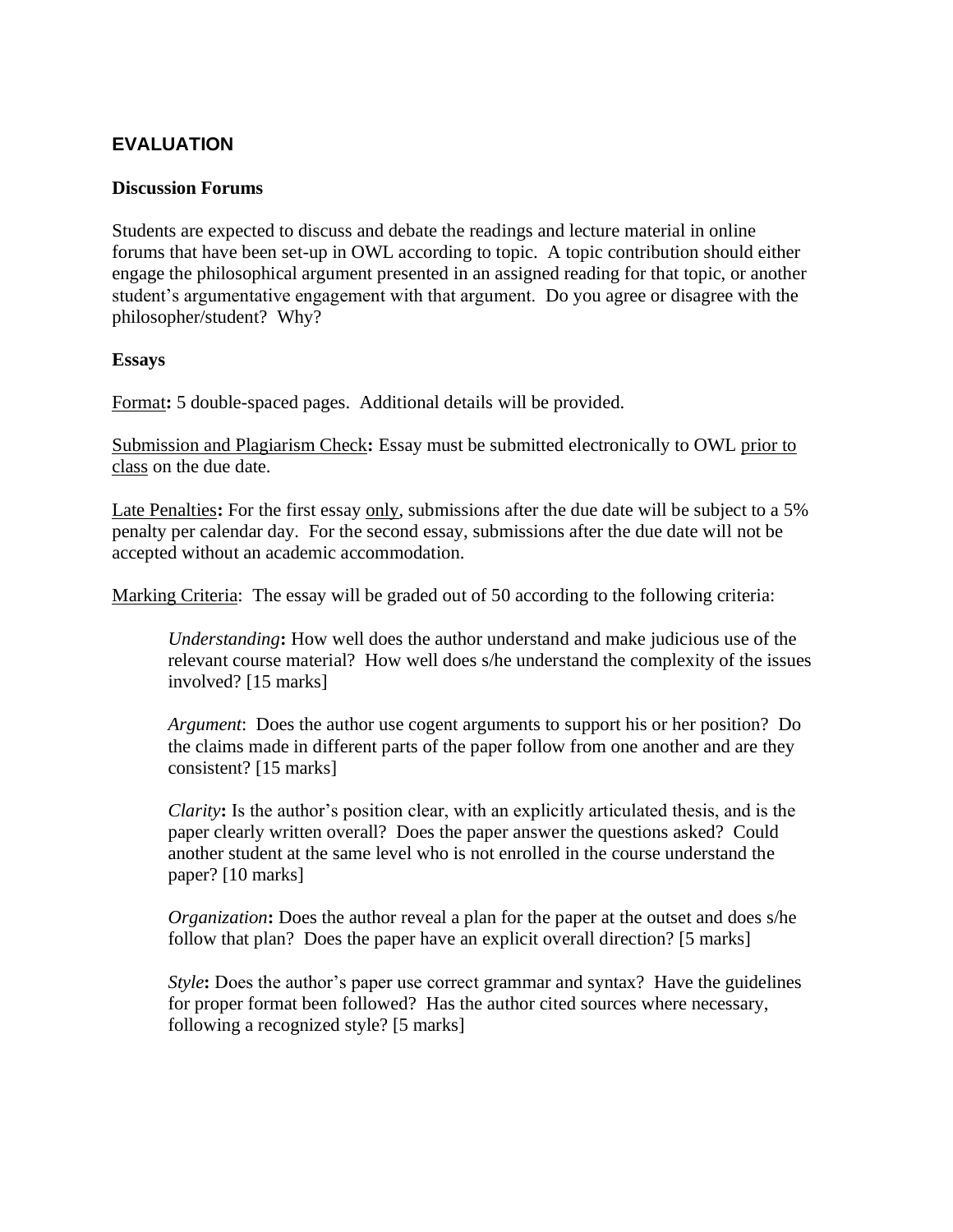## EVALUATION

### Discussion Forums

Students are expected to discuss and debate the readings and lecture material in online forums that have been set-up in OWL according to topic. A topic contribution should either engage the philosophical argument presented in an assigned reading for that topic, or another student's argumentative engagement with that argument. Do you agree or disagree with the philosopher/student? Why?

### Essays

Format**:** 5 double-spaced pages. Additional details will be provided.

Submission and Plagiarism Check**:** Essay must be submitted electronically to OWL prior to class on the due date.

Late Penalties**:** For the first essay only, submissions after the due date will be subject to a 5% penalty per calendar day. For the second essay, submissions after the due date will not be accepted without an academic accommodation.

Marking Criteria: The essay will be graded out of 50 according to the following criteria:

> *Understanding***:** How well does the author understand and make judicious use of the relevant course material? How well does s/he understand the complexity of the issues involved? [15 marks]
>
> *Argument*: Does the author use cogent arguments to support his or her position? Do the claims made in different parts of the paper follow from one another and are they consistent? [15 marks]
>
> *Clarity***:** Is the author's position clear, with an explicitly articulated thesis, and is the paper clearly written overall? Does the paper answer the questions asked? Could another student at the same level who is not enrolled in the course understand the paper? [10 marks]
>
> *Organization***:** Does the author reveal a plan for the paper at the outset and does s/he follow that plan? Does the paper have an explicit overall direction? [5 marks]
>
> *Style***:** Does the author's paper use correct grammar and syntax? Have the guidelines for proper format been followed? Has the author cited sources where necessary, following a recognized style? [5 marks]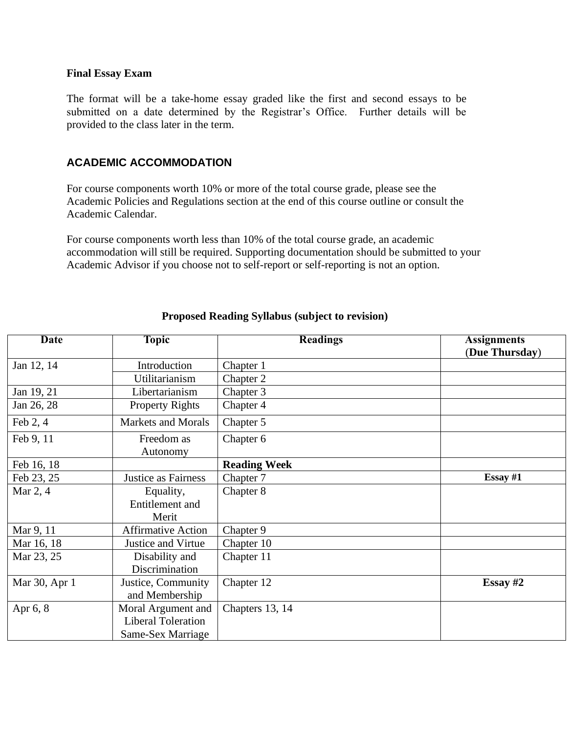**Final Essay Exam**

The format will be a take-home essay graded like the first and second essays to be submitted on a date determined by the Registrar's Office. Further details will be provided to the class later in the term.

## ACADEMIC ACCOMMODATION

For course components worth 10% or more of the total course grade, please see the Academic Policies and Regulations section at the end of this course outline or consult the Academic Calendar.

For course components worth less than 10% of the total course grade, an academic accommodation will still be required. Supporting documentation should be submitted to your Academic Advisor if you choose not to self-report or self-reporting is not an option.

**Proposed Reading Syllabus (subject to revision)**

| Date | Topic | Readings | Assignments (**Due Thursday**) |
|---|---|---|---|
| Jan 12, 14 | Introduction | Chapter 1 | |
| | Utilitarianism | Chapter 2 | |
| Jan 19, 21 | Libertarianism | Chapter 3 | |
| Jan 26, 28 | Property Rights | Chapter 4 | |
| Feb 2, 4 | Markets and Morals | Chapter 5 | |
| Feb 9, 11 | Freedom as Autonomy | Chapter 6 | |
| Feb 16, 18 | | **Reading Week** | |
| Feb 23, 25 | Justice as Fairness | Chapter 7 | **Essay #1** |
| Mar 2, 4 | Equality, Entitlement and Merit | Chapter 8 | |
| Mar 9, 11 | Affirmative Action | Chapter 9 | |
| Mar 16, 18 | Justice and Virtue | Chapter 10 | |
| Mar 23, 25 | Disability and Discrimination | Chapter 11 | |
| Mar 30, Apr 1 | Justice, Community and Membership | Chapter 12 | **Essay #2** |
| Apr 6, 8 | Moral Argument and Liberal Toleration Same-Sex Marriage | Chapters 13, 14 | |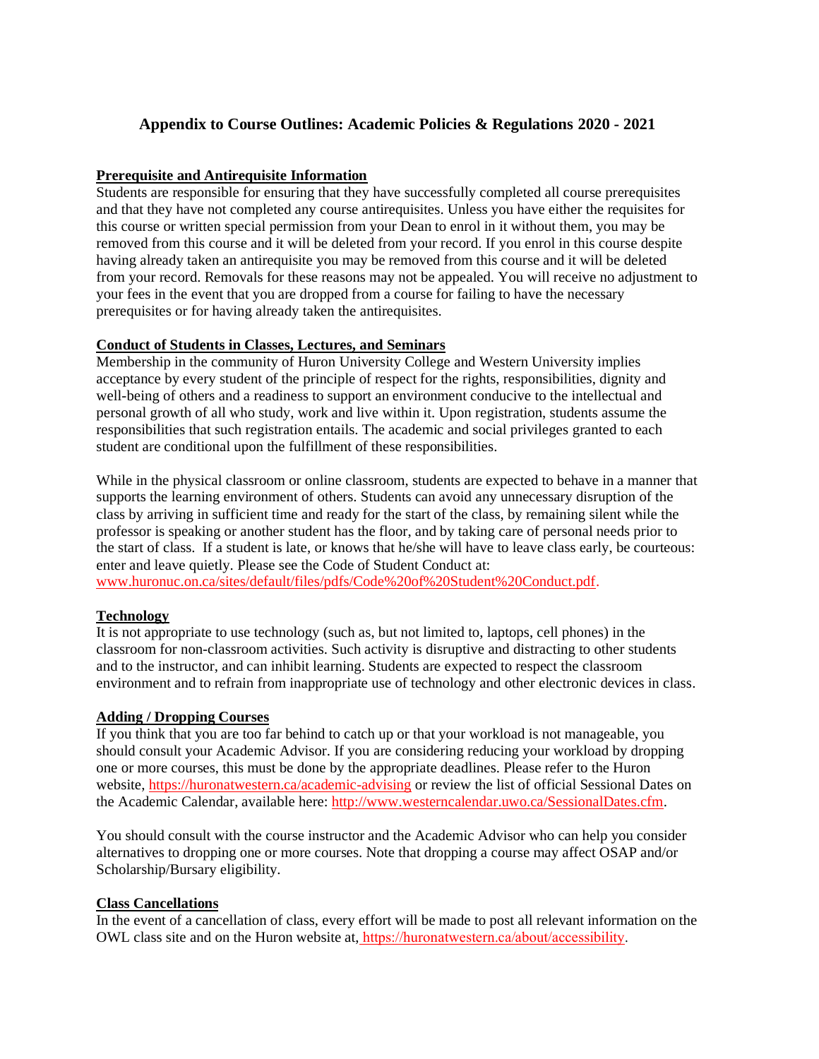# Appendix to Course Outlines: Academic Policies & Regulations 2020 - 2021

## Prerequisite and Antirequisite Information

Students are responsible for ensuring that they have successfully completed all course prerequisites and that they have not completed any course antirequisites. Unless you have either the requisites for this course or written special permission from your Dean to enrol in it without them, you may be removed from this course and it will be deleted from your record. If you enrol in this course despite having already taken an antirequisite you may be removed from this course and it will be deleted from your record. Removals for these reasons may not be appealed. You will receive no adjustment to your fees in the event that you are dropped from a course for failing to have the necessary prerequisites or for having already taken the antirequisites.

## Conduct of Students in Classes, Lectures, and Seminars

Membership in the community of Huron University College and Western University implies acceptance by every student of the principle of respect for the rights, responsibilities, dignity and well-being of others and a readiness to support an environment conducive to the intellectual and personal growth of all who study, work and live within it. Upon registration, students assume the responsibilities that such registration entails. The academic and social privileges granted to each student are conditional upon the fulfillment of these responsibilities.

While in the physical classroom or online classroom, students are expected to behave in a manner that supports the learning environment of others. Students can avoid any unnecessary disruption of the class by arriving in sufficient time and ready for the start of the class, by remaining silent while the professor is speaking or another student has the floor, and by taking care of personal needs prior to the start of class. If a student is late, or knows that he/she will have to leave class early, be courteous: enter and leave quietly. Please see the Code of Student Conduct at: www.huronuc.on.ca/sites/default/files/pdfs/Code%20of%20Student%20Conduct.pdf.

## Technology

It is not appropriate to use technology (such as, but not limited to, laptops, cell phones) in the classroom for non-classroom activities. Such activity is disruptive and distracting to other students and to the instructor, and can inhibit learning. Students are expected to respect the classroom environment and to refrain from inappropriate use of technology and other electronic devices in class.

## Adding / Dropping Courses

If you think that you are too far behind to catch up or that your workload is not manageable, you should consult your Academic Advisor. If you are considering reducing your workload by dropping one or more courses, this must be done by the appropriate deadlines. Please refer to the Huron website, https://huronatwestern.ca/academic-advising or review the list of official Sessional Dates on the Academic Calendar, available here: http://www.westerncalendar.uwo.ca/SessionalDates.cfm.

You should consult with the course instructor and the Academic Advisor who can help you consider alternatives to dropping one or more courses. Note that dropping a course may affect OSAP and/or Scholarship/Bursary eligibility.

## Class Cancellations

In the event of a cancellation of class, every effort will be made to post all relevant information on the OWL class site and on the Huron website at, https://huronatwestern.ca/about/accessibility.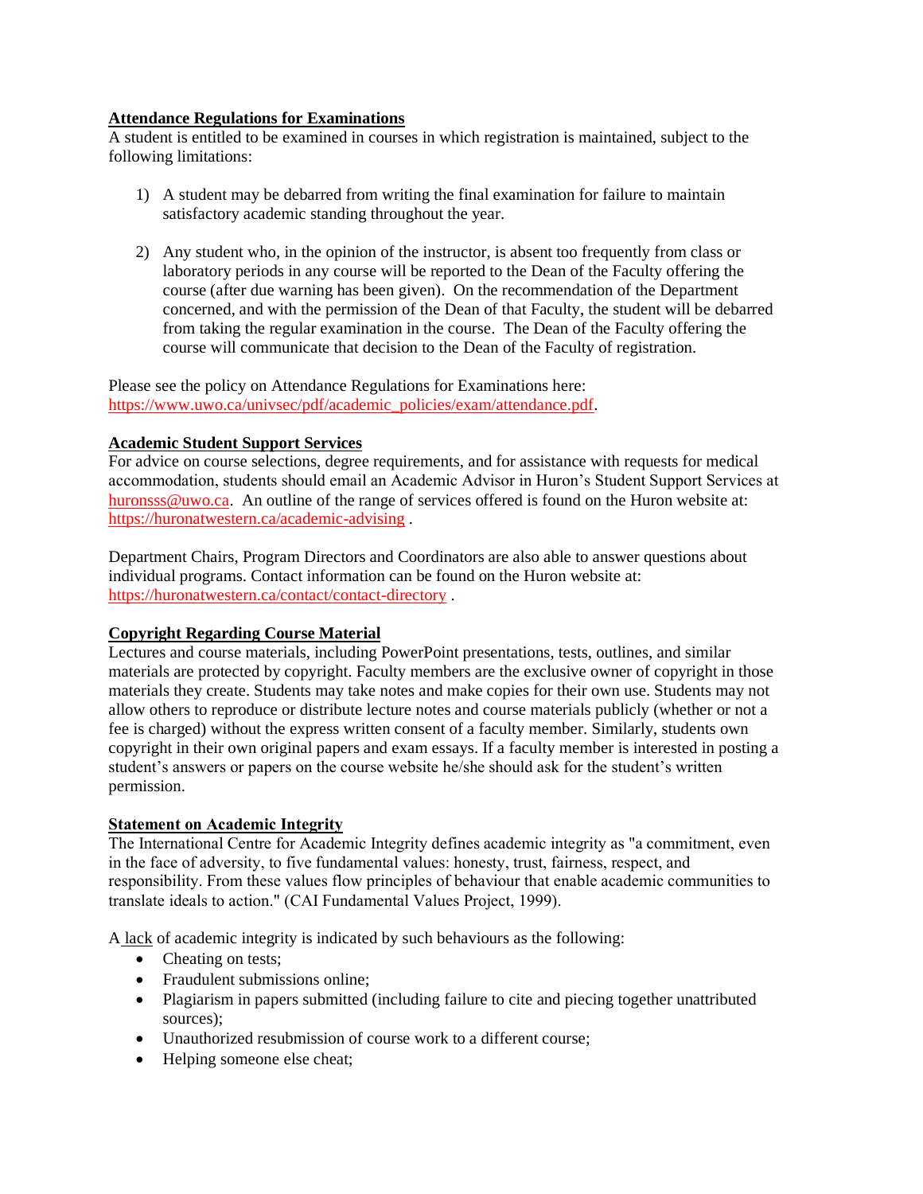**Attendance Regulations for Examinations**

A student is entitled to be examined in courses in which registration is maintained, subject to the following limitations:

1) A student may be debarred from writing the final examination for failure to maintain satisfactory academic standing throughout the year.

2) Any student who, in the opinion of the instructor, is absent too frequently from class or laboratory periods in any course will be reported to the Dean of the Faculty offering the course (after due warning has been given). On the recommendation of the Department concerned, and with the permission of the Dean of that Faculty, the student will be debarred from taking the regular examination in the course. The Dean of the Faculty offering the course will communicate that decision to the Dean of the Faculty of registration.

Please see the policy on Attendance Regulations for Examinations here: https://www.uwo.ca/univsec/pdf/academic_policies/exam/attendance.pdf.

**Academic Student Support Services**

For advice on course selections, degree requirements, and for assistance with requests for medical accommodation, students should email an Academic Advisor in Huron's Student Support Services at huronsss@uwo.ca. An outline of the range of services offered is found on the Huron website at: https://huronatwestern.ca/academic-advising .

Department Chairs, Program Directors and Coordinators are also able to answer questions about individual programs. Contact information can be found on the Huron website at: https://huronatwestern.ca/contact/contact-directory .

**Copyright Regarding Course Material**

Lectures and course materials, including PowerPoint presentations, tests, outlines, and similar materials are protected by copyright. Faculty members are the exclusive owner of copyright in those materials they create. Students may take notes and make copies for their own use. Students may not allow others to reproduce or distribute lecture notes and course materials publicly (whether or not a fee is charged) without the express written consent of a faculty member. Similarly, students own copyright in their own original papers and exam essays. If a faculty member is interested in posting a student's answers or papers on the course website he/she should ask for the student's written permission.

**Statement on Academic Integrity**

The International Centre for Academic Integrity defines academic integrity as "a commitment, even in the face of adversity, to five fundamental values: honesty, trust, fairness, respect, and responsibility. From these values flow principles of behaviour that enable academic communities to translate ideals to action." (CAI Fundamental Values Project, 1999).

A lack of academic integrity is indicated by such behaviours as the following:

- Cheating on tests;
- Fraudulent submissions online;
- Plagiarism in papers submitted (including failure to cite and piecing together unattributed sources);
- Unauthorized resubmission of course work to a different course;
- Helping someone else cheat;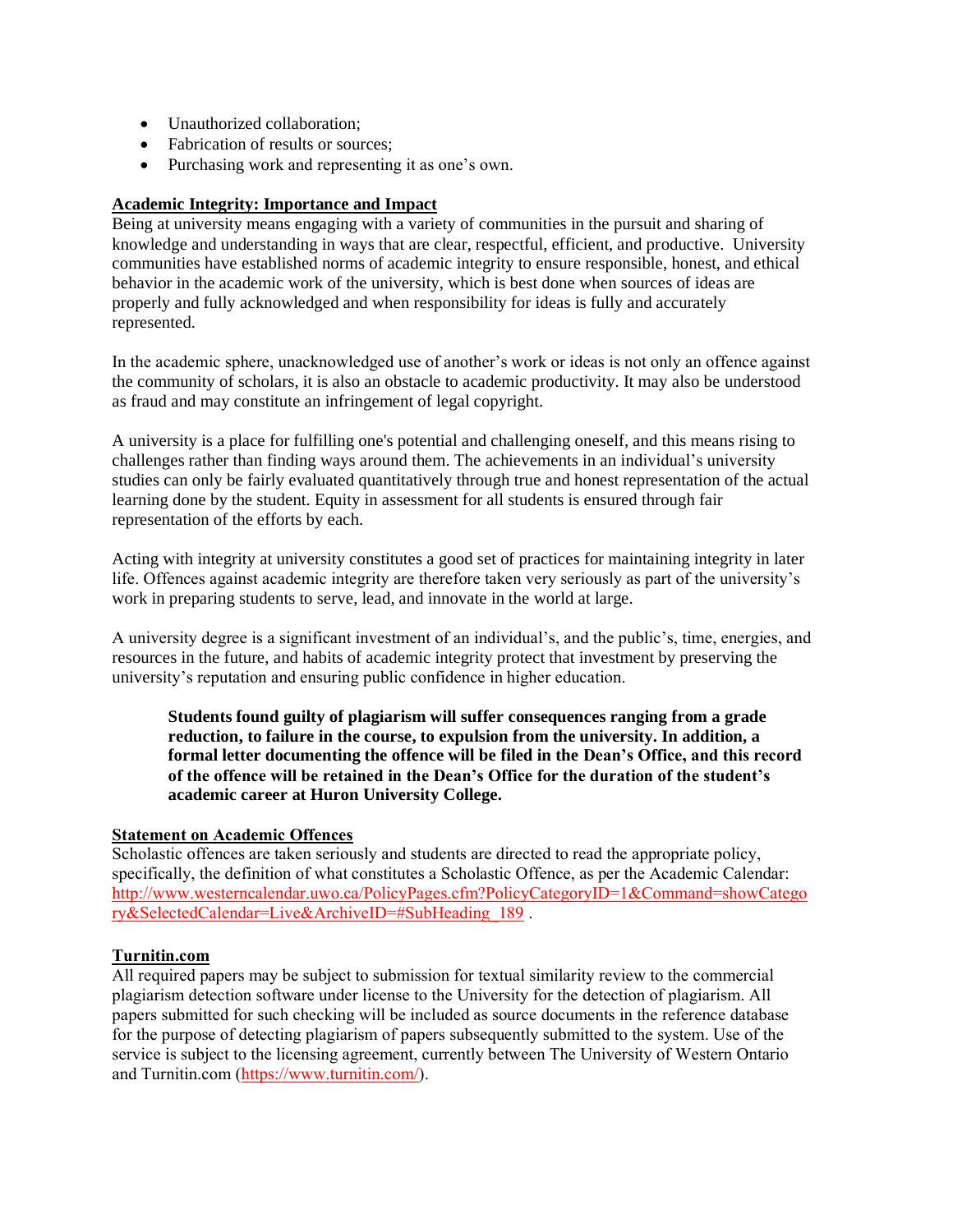- Unauthorized collaboration;
- Fabrication of results or sources;
- Purchasing work and representing it as one's own.

**Academic Integrity: Importance and Impact**

Being at university means engaging with a variety of communities in the pursuit and sharing of knowledge and understanding in ways that are clear, respectful, efficient, and productive. University communities have established norms of academic integrity to ensure responsible, honest, and ethical behavior in the academic work of the university, which is best done when sources of ideas are properly and fully acknowledged and when responsibility for ideas is fully and accurately represented.

In the academic sphere, unacknowledged use of another's work or ideas is not only an offence against the community of scholars, it is also an obstacle to academic productivity. It may also be understood as fraud and may constitute an infringement of legal copyright.

A university is a place for fulfilling one's potential and challenging oneself, and this means rising to challenges rather than finding ways around them. The achievements in an individual's university studies can only be fairly evaluated quantitatively through true and honest representation of the actual learning done by the student. Equity in assessment for all students is ensured through fair representation of the efforts by each.

Acting with integrity at university constitutes a good set of practices for maintaining integrity in later life. Offences against academic integrity are therefore taken very seriously as part of the university's work in preparing students to serve, lead, and innovate in the world at large.

A university degree is a significant investment of an individual's, and the public's, time, energies, and resources in the future, and habits of academic integrity protect that investment by preserving the university's reputation and ensuring public confidence in higher education.

> **Students found guilty of plagiarism will suffer consequences ranging from a grade reduction, to failure in the course, to expulsion from the university. In addition, a formal letter documenting the offence will be filed in the Dean's Office, and this record of the offence will be retained in the Dean's Office for the duration of the student's academic career at Huron University College.**

**Statement on Academic Offences**

Scholastic offences are taken seriously and students are directed to read the appropriate policy, specifically, the definition of what constitutes a Scholastic Offence, as per the Academic Calendar: http://www.westerncalendar.uwo.ca/PolicyPages.cfm?PolicyCategoryID=1&Command=showCategory&SelectedCalendar=Live&ArchiveID=#SubHeading_189 .

**Turnitin.com**

All required papers may be subject to submission for textual similarity review to the commercial plagiarism detection software under license to the University for the detection of plagiarism. All papers submitted for such checking will be included as source documents in the reference database for the purpose of detecting plagiarism of papers subsequently submitted to the system. Use of the service is subject to the licensing agreement, currently between The University of Western Ontario and Turnitin.com (https://www.turnitin.com/).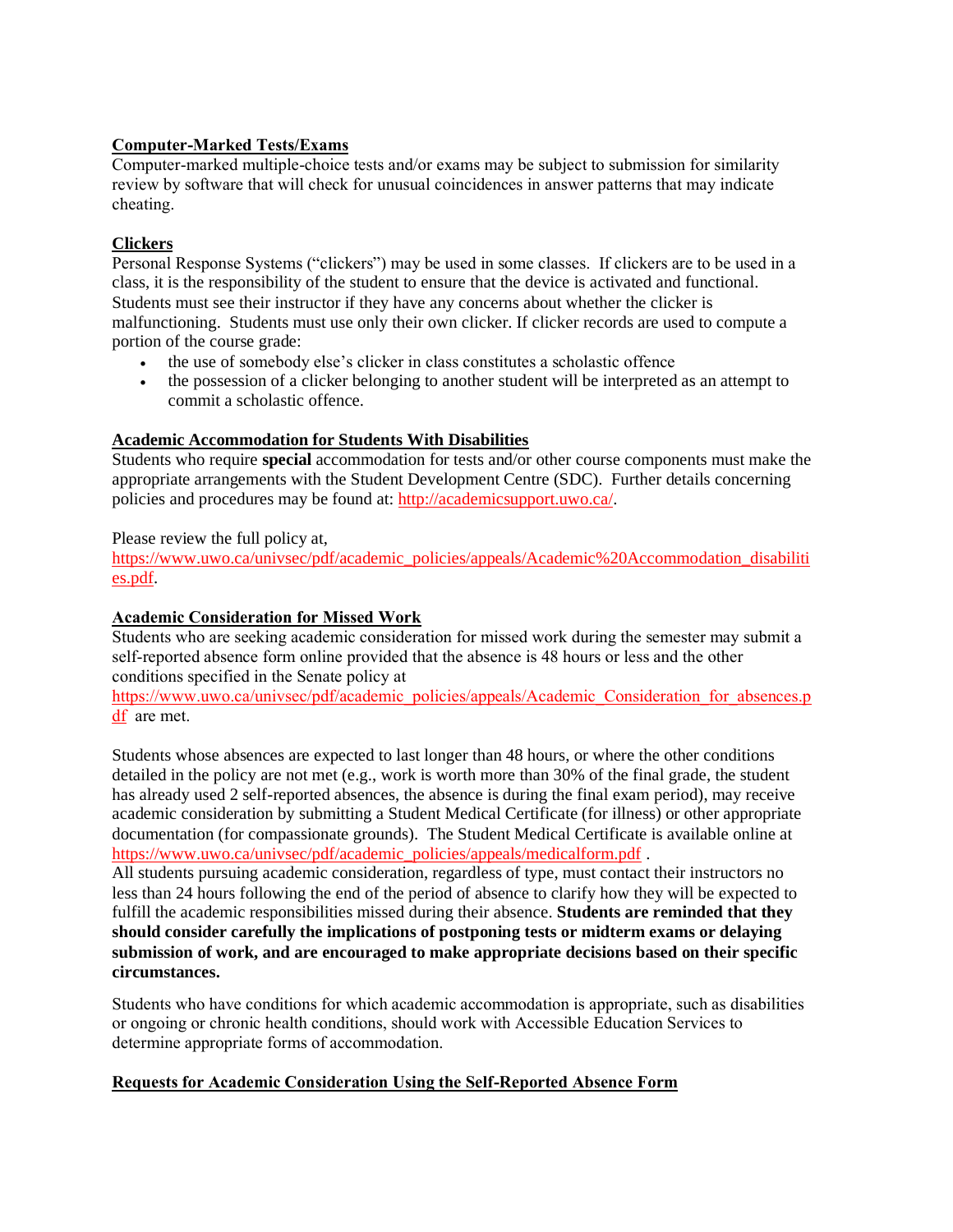**Computer-Marked Tests/Exams**

Computer-marked multiple-choice tests and/or exams may be subject to submission for similarity review by software that will check for unusual coincidences in answer patterns that may indicate cheating.

**Clickers**

Personal Response Systems ("clickers") may be used in some classes. If clickers are to be used in a class, it is the responsibility of the student to ensure that the device is activated and functional. Students must see their instructor if they have any concerns about whether the clicker is malfunctioning. Students must use only their own clicker. If clicker records are used to compute a portion of the course grade:

- the use of somebody else's clicker in class constitutes a scholastic offence
- the possession of a clicker belonging to another student will be interpreted as an attempt to commit a scholastic offence.

**Academic Accommodation for Students With Disabilities**

Students who require **special** accommodation for tests and/or other course components must make the appropriate arrangements with the Student Development Centre (SDC). Further details concerning policies and procedures may be found at: http://academicsupport.uwo.ca/.

Please review the full policy at, https://www.uwo.ca/univsec/pdf/academic_policies/appeals/Academic%20Accommodation_disabilities.pdf.

**Academic Consideration for Missed Work**

Students who are seeking academic consideration for missed work during the semester may submit a self-reported absence form online provided that the absence is 48 hours or less and the other conditions specified in the Senate policy at https://www.uwo.ca/univsec/pdf/academic_policies/appeals/Academic_Consideration_for_absences.pdf are met.

Students whose absences are expected to last longer than 48 hours, or where the other conditions detailed in the policy are not met (e.g., work is worth more than 30% of the final grade, the student has already used 2 self-reported absences, the absence is during the final exam period), may receive academic consideration by submitting a Student Medical Certificate (for illness) or other appropriate documentation (for compassionate grounds). The Student Medical Certificate is available online at https://www.uwo.ca/univsec/pdf/academic_policies/appeals/medicalform.pdf .

All students pursuing academic consideration, regardless of type, must contact their instructors no less than 24 hours following the end of the period of absence to clarify how they will be expected to fulfill the academic responsibilities missed during their absence. **Students are reminded that they should consider carefully the implications of postponing tests or midterm exams or delaying submission of work, and are encouraged to make appropriate decisions based on their specific circumstances.**

Students who have conditions for which academic accommodation is appropriate, such as disabilities or ongoing or chronic health conditions, should work with Accessible Education Services to determine appropriate forms of accommodation.

**Requests for Academic Consideration Using the Self-Reported Absence Form**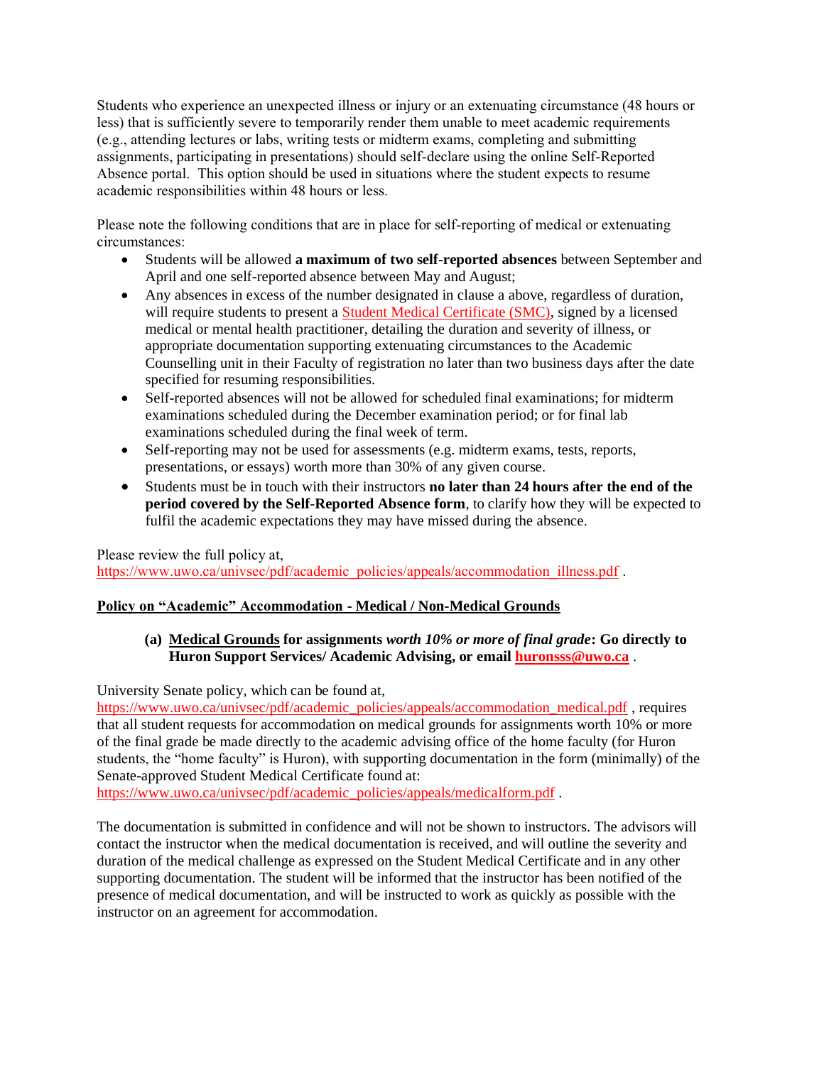Students who experience an unexpected illness or injury or an extenuating circumstance (48 hours or less) that is sufficiently severe to temporarily render them unable to meet academic requirements (e.g., attending lectures or labs, writing tests or midterm exams, completing and submitting assignments, participating in presentations) should self-declare using the online Self-Reported Absence portal. This option should be used in situations where the student expects to resume academic responsibilities within 48 hours or less.

Please note the following conditions that are in place for self-reporting of medical or extenuating circumstances:

- Students will be allowed **a maximum of two self-reported absences** between September and April and one self-reported absence between May and August;
- Any absences in excess of the number designated in clause a above, regardless of duration, will require students to present a [Student Medical Certificate (SMC)](https://www.uwo.ca/univsec/pdf/academic_policies/appeals/medicalform.pdf), signed by a licensed medical or mental health practitioner, detailing the duration and severity of illness, or appropriate documentation supporting extenuating circumstances to the Academic Counselling unit in their Faculty of registration no later than two business days after the date specified for resuming responsibilities.
- Self-reported absences will not be allowed for scheduled final examinations; for midterm examinations scheduled during the December examination period; or for final lab examinations scheduled during the final week of term.
- Self-reporting may not be used for assessments (e.g. midterm exams, tests, reports, presentations, or essays) worth more than 30% of any given course.
- Students must be in touch with their instructors **no later than 24 hours after the end of the period covered by the Self-Reported Absence form**, to clarify how they will be expected to fulfil the academic expectations they may have missed during the absence.

Please review the full policy at,
https://www.uwo.ca/univsec/pdf/academic_policies/appeals/accommodation_illness.pdf .

## Policy on "Academic" Accommodation - Medical / Non-Medical Grounds

**(a) Medical Grounds for assignments *worth 10% or more of final grade*: Go directly to Huron Support Services/ Academic Advising, or email huronsss@uwo.ca .**

University Senate policy, which can be found at,
https://www.uwo.ca/univsec/pdf/academic_policies/appeals/accommodation_medical.pdf , requires that all student requests for accommodation on medical grounds for assignments worth 10% or more of the final grade be made directly to the academic advising office of the home faculty (for Huron students, the "home faculty" is Huron), with supporting documentation in the form (minimally) of the Senate-approved Student Medical Certificate found at:
https://www.uwo.ca/univsec/pdf/academic_policies/appeals/medicalform.pdf .

The documentation is submitted in confidence and will not be shown to instructors. The advisors will contact the instructor when the medical documentation is received, and will outline the severity and duration of the medical challenge as expressed on the Student Medical Certificate and in any other supporting documentation. The student will be informed that the instructor has been notified of the presence of medical documentation, and will be instructed to work as quickly as possible with the instructor on an agreement for accommodation.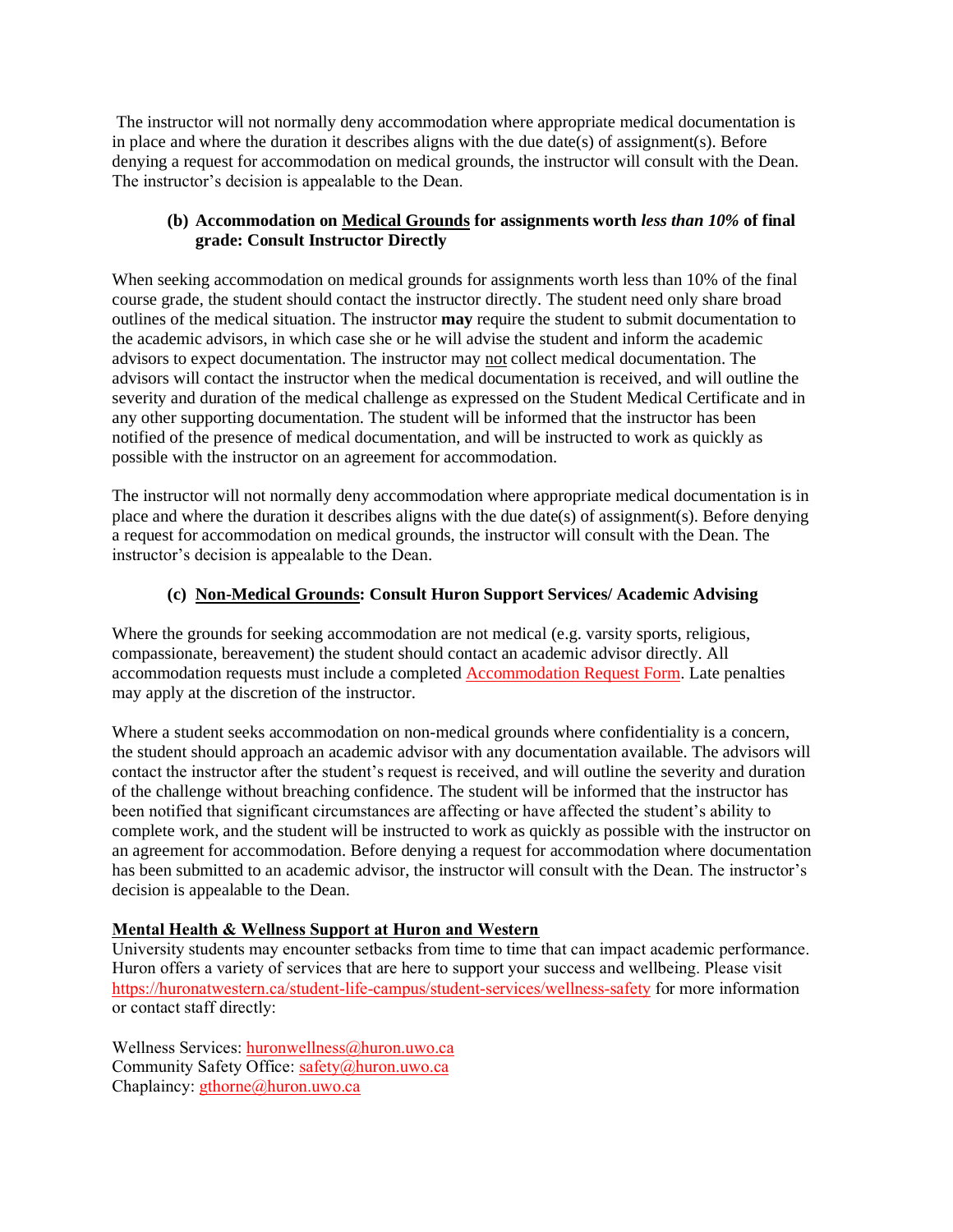The instructor will not normally deny accommodation where appropriate medical documentation is in place and where the duration it describes aligns with the due date(s) of assignment(s). Before denying a request for accommodation on medical grounds, the instructor will consult with the Dean. The instructor's decision is appealable to the Dean.

**(b) Accommodation on Medical Grounds for assignments worth *less than 10%* of final grade: Consult Instructor Directly**

When seeking accommodation on medical grounds for assignments worth less than 10% of the final course grade, the student should contact the instructor directly. The student need only share broad outlines of the medical situation. The instructor **may** require the student to submit documentation to the academic advisors, in which case she or he will advise the student and inform the academic advisors to expect documentation. The instructor may not collect medical documentation. The advisors will contact the instructor when the medical documentation is received, and will outline the severity and duration of the medical challenge as expressed on the Student Medical Certificate and in any other supporting documentation. The student will be informed that the instructor has been notified of the presence of medical documentation, and will be instructed to work as quickly as possible with the instructor on an agreement for accommodation.

The instructor will not normally deny accommodation where appropriate medical documentation is in place and where the duration it describes aligns with the due date(s) of assignment(s). Before denying a request for accommodation on medical grounds, the instructor will consult with the Dean. The instructor's decision is appealable to the Dean.

**(c) Non-Medical Grounds: Consult Huron Support Services/ Academic Advising**

Where the grounds for seeking accommodation are not medical (e.g. varsity sports, religious, compassionate, bereavement) the student should contact an academic advisor directly. All accommodation requests must include a completed Accommodation Request Form. Late penalties may apply at the discretion of the instructor.

Where a student seeks accommodation on non-medical grounds where confidentiality is a concern, the student should approach an academic advisor with any documentation available. The advisors will contact the instructor after the student's request is received, and will outline the severity and duration of the challenge without breaching confidence. The student will be informed that the instructor has been notified that significant circumstances are affecting or have affected the student's ability to complete work, and the student will be instructed to work as quickly as possible with the instructor on an agreement for accommodation. Before denying a request for accommodation where documentation has been submitted to an academic advisor, the instructor will consult with the Dean. The instructor's decision is appealable to the Dean.

**Mental Health & Wellness Support at Huron and Western**

University students may encounter setbacks from time to time that can impact academic performance. Huron offers a variety of services that are here to support your success and wellbeing. Please visit https://huronatwestern.ca/student-life-campus/student-services/wellness-safety for more information or contact staff directly:

Wellness Services: huronwellness@huron.uwo.ca
Community Safety Office: safety@huron.uwo.ca
Chaplaincy: gthorne@huron.uwo.ca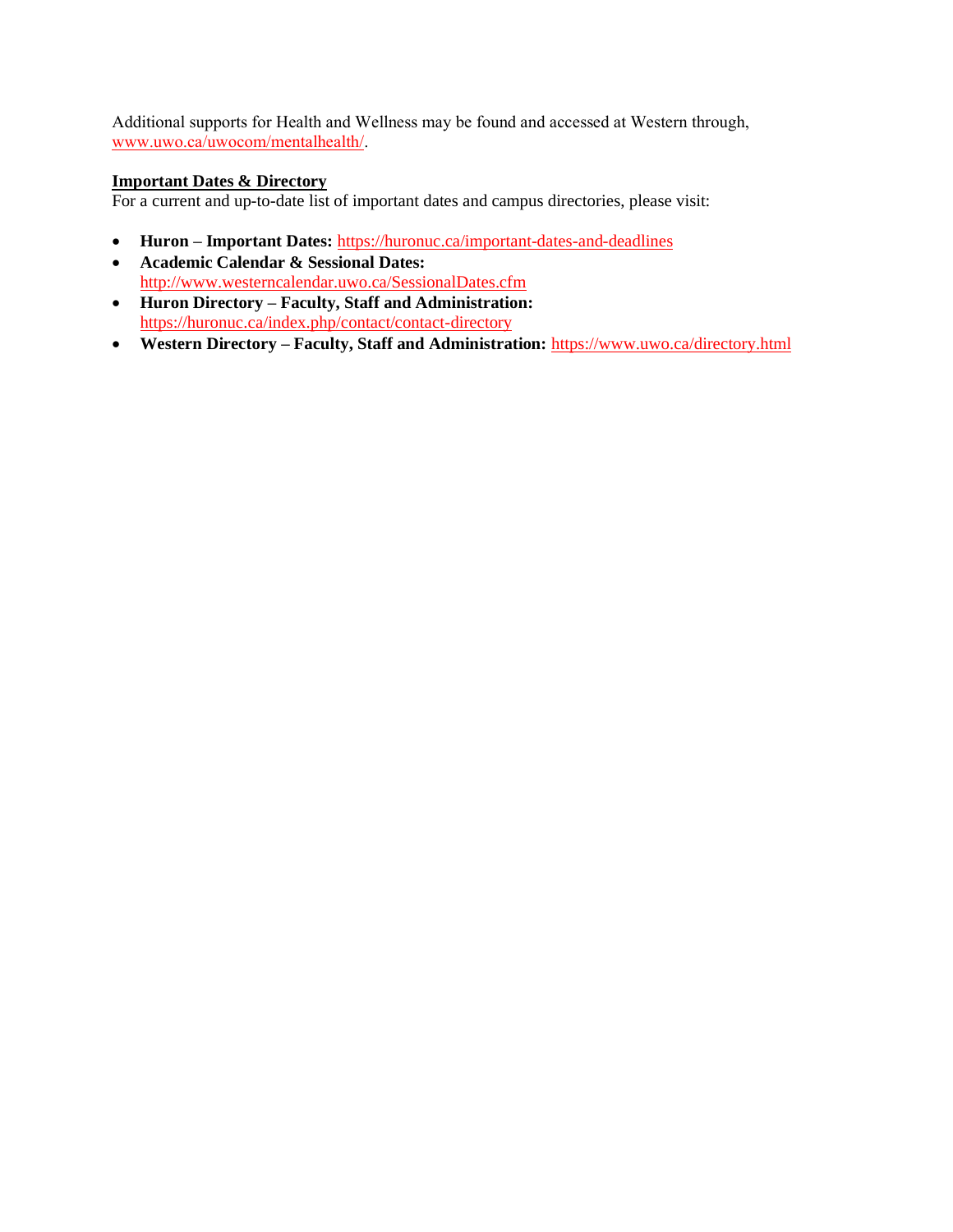Additional supports for Health and Wellness may be found and accessed at Western through, www.uwo.ca/uwocom/mentalhealth/.

**Important Dates & Directory**

For a current and up-to-date list of important dates and campus directories, please visit:

- **Huron – Important Dates:** https://huronuc.ca/important-dates-and-deadlines
- **Academic Calendar & Sessional Dates:** http://www.westerncalendar.uwo.ca/SessionalDates.cfm
- **Huron Directory – Faculty, Staff and Administration:** https://huronuc.ca/index.php/contact/contact-directory
- **Western Directory – Faculty, Staff and Administration:** https://www.uwo.ca/directory.html